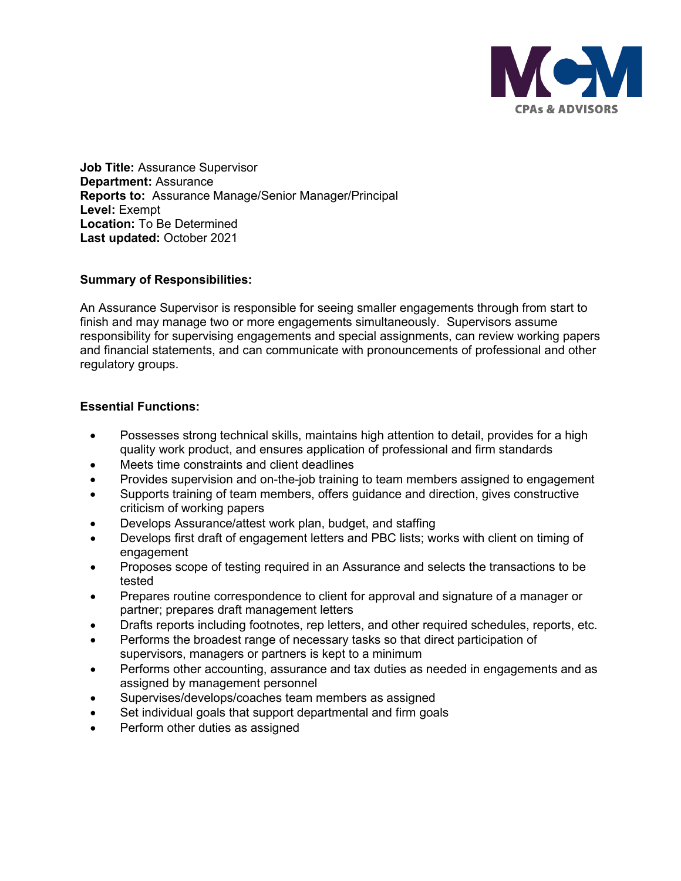**Job Title:** Assurance Supervisor
**Department:** Assurance
**Reports to:** Assurance Manage/Senior Manager/Principal
**Level:** Exempt
**Location:** To Be Determined
**Last updated:** October 2021

**Summary of Responsibilities:**

An Assurance Supervisor is responsible for seeing smaller engagements through from start to finish and may manage two or more engagements simultaneously. Supervisors assume responsibility for supervising engagements and special assignments, can review working papers and financial statements, and can communicate with pronouncements of professional and other regulatory groups.

**Essential Functions:**

- Possesses strong technical skills, maintains high attention to detail, provides for a high quality work product, and ensures application of professional and firm standards
- Meets time constraints and client deadlines
- Provides supervision and on-the-job training to team members assigned to engagement
- Supports training of team members, offers guidance and direction, gives constructive criticism of working papers
- Develops Assurance/attest work plan, budget, and staffing
- Develops first draft of engagement letters and PBC lists; works with client on timing of engagement
- Proposes scope of testing required in an Assurance and selects the transactions to be tested
- Prepares routine correspondence to client for approval and signature of a manager or partner; prepares draft management letters
- Drafts reports including footnotes, rep letters, and other required schedules, reports, etc.
- Performs the broadest range of necessary tasks so that direct participation of supervisors, managers or partners is kept to a minimum
- Performs other accounting, assurance and tax duties as needed in engagements and as assigned by management personnel
- Supervises/develops/coaches team members as assigned
- Set individual goals that support departmental and firm goals
- Perform other duties as assigned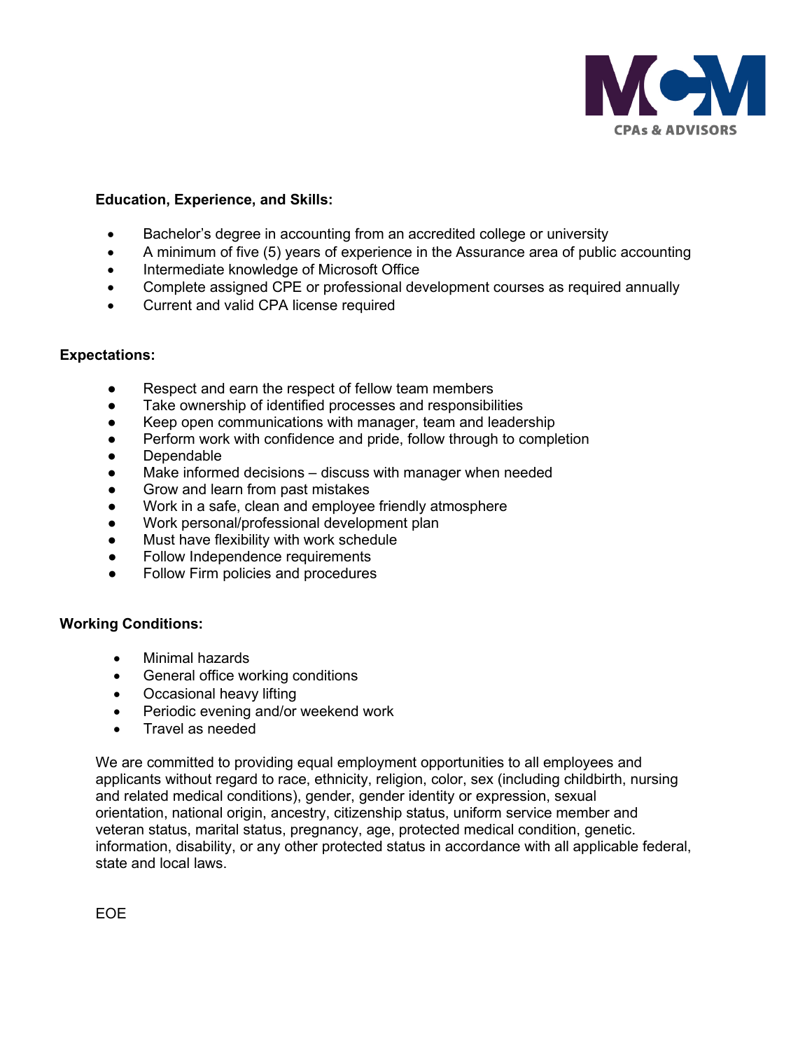**Education, Experience, and Skills:**

- Bachelor's degree in accounting from an accredited college or university
- A minimum of five (5) years of experience in the Assurance area of public accounting
- Intermediate knowledge of Microsoft Office
- Complete assigned CPE or professional development courses as required annually
- Current and valid CPA license required

**Expectations:**

- Respect and earn the respect of fellow team members
- Take ownership of identified processes and responsibilities
- Keep open communications with manager, team and leadership
- Perform work with confidence and pride, follow through to completion
- Dependable
- Make informed decisions – discuss with manager when needed
- Grow and learn from past mistakes
- Work in a safe, clean and employee friendly atmosphere
- Work personal/professional development plan
- Must have flexibility with work schedule
- Follow Independence requirements
- Follow Firm policies and procedures

**Working Conditions:**

- Minimal hazards
- General office working conditions
- Occasional heavy lifting
- Periodic evening and/or weekend work
- Travel as needed

We are committed to providing equal employment opportunities to all employees and applicants without regard to race, ethnicity, religion, color, sex (including childbirth, nursing and related medical conditions), gender, gender identity or expression, sexual orientation, national origin, ancestry, citizenship status, uniform service member and veteran status, marital status, pregnancy, age, protected medical condition, genetic. information, disability, or any other protected status in accordance with all applicable federal, state and local laws.

EOE